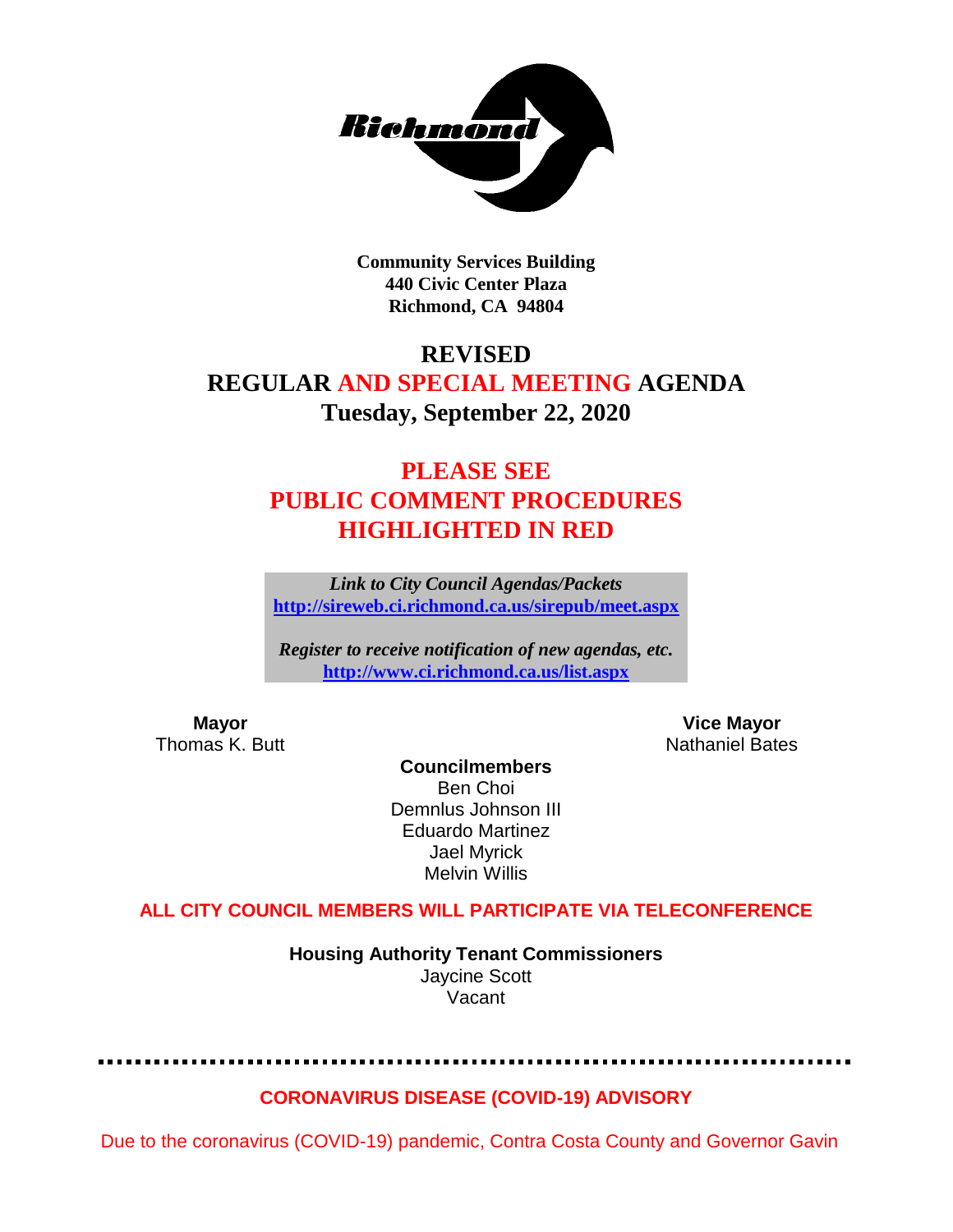**Community Services Building**
**440 Civic Center Plaza**
**Richmond, CA 94804**

# REVISED
# REGULAR AND SPECIAL MEETING AGENDA
## Tuesday, September 22, 2020

## PLEASE SEE PUBLIC COMMENT PROCEDURES HIGHLIGHTED IN RED

*Link to City Council Agendas/Packets*
**http://sireweb.ci.richmond.ca.us/sirepub/meet.aspx**

*Register to receive notification of new agendas, etc.*
**http://www.ci.richmond.ca.us/list.aspx**

**Mayor**
Thomas K. Butt

**Vice Mayor**
Nathaniel Bates

**Councilmembers**
Ben Choi
Demnlus Johnson III
Eduardo Martinez
Jael Myrick
Melvin Willis

**ALL CITY COUNCIL MEMBERS WILL PARTICIPATE VIA TELECONFERENCE**

**Housing Authority Tenant Commissioners**
Jaycine Scott
Vacant

**CORONAVIRUS DISEASE (COVID-19) ADVISORY**

Due to the coronavirus (COVID-19) pandemic, Contra Costa County and Governor Gavin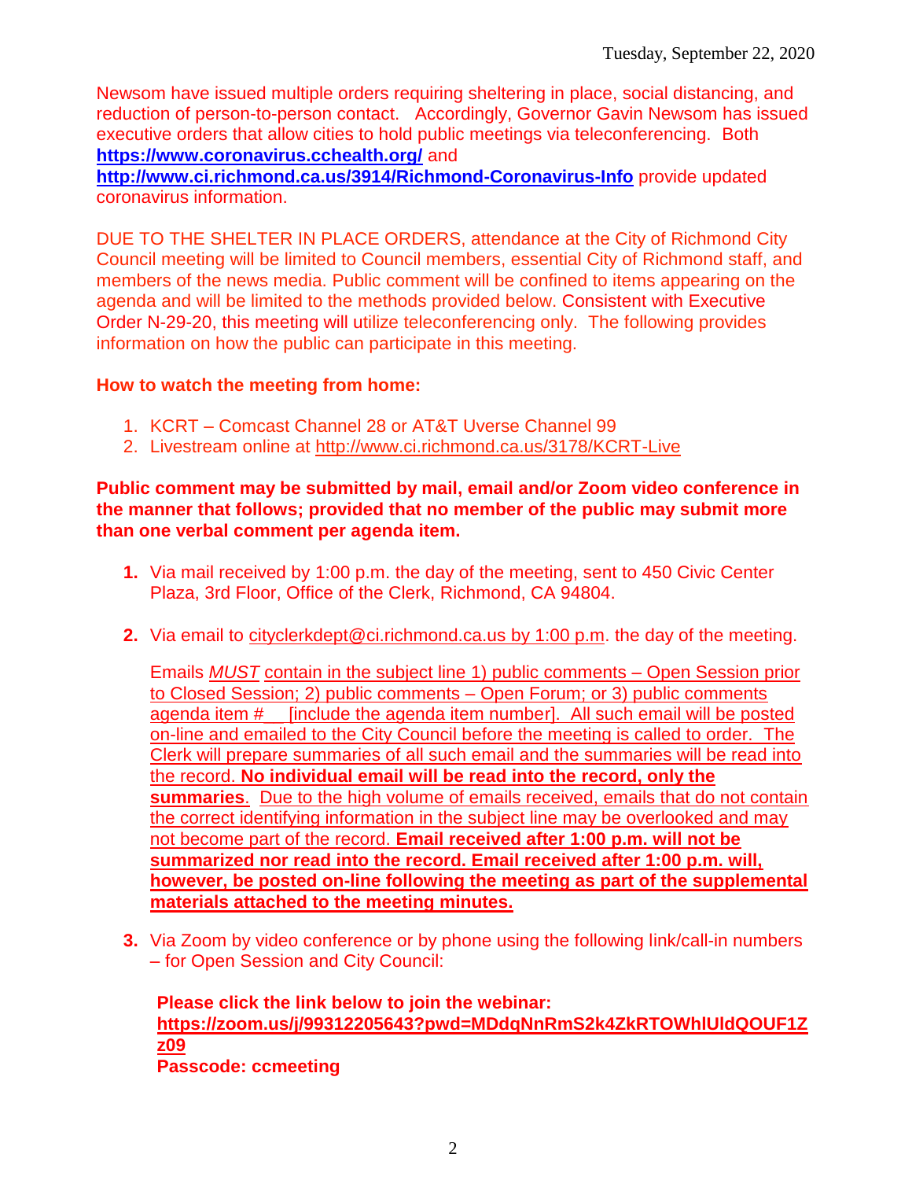Newsom have issued multiple orders requiring sheltering in place, social distancing, and reduction of person-to-person contact. Accordingly, Governor Gavin Newsom has issued executive orders that allow cities to hold public meetings via teleconferencing. Both **https://www.coronavirus.cchealth.org/** and **http://www.ci.richmond.ca.us/3914/Richmond-Coronavirus-Info** provide updated coronavirus information.

DUE TO THE SHELTER IN PLACE ORDERS, attendance at the City of Richmond City Council meeting will be limited to Council members, essential City of Richmond staff, and members of the news media. Public comment will be confined to items appearing on the agenda and will be limited to the methods provided below. Consistent with Executive Order N-29-20, this meeting will utilize teleconferencing only. The following provides information on how the public can participate in this meeting.

**How to watch the meeting from home:**

1. KCRT – Comcast Channel 28 or AT&T Uverse Channel 99
2. Livestream online at http://www.ci.richmond.ca.us/3178/KCRT-Live

**Public comment may be submitted by mail, email and/or Zoom video conference in the manner that follows; provided that no member of the public may submit more than one verbal comment per agenda item.**

1. Via mail received by 1:00 p.m. the day of the meeting, sent to 450 Civic Center Plaza, 3rd Floor, Office of the Clerk, Richmond, CA 94804.

2. Via email to cityclerkdept@ci.richmond.ca.us by 1:00 p.m. the day of the meeting.

   Emails *MUST* contain in the subject line 1) public comments – Open Session prior to Closed Session; 2) public comments – Open Forum; or 3) public comments agenda item # __ [include the agenda item number]. All such email will be posted on-line and emailed to the City Council before the meeting is called to order. The Clerk will prepare summaries of all such email and the summaries will be read into the record. **No individual email will be read into the record, only the summaries**. Due to the high volume of emails received, emails that do not contain the correct identifying information in the subject line may be overlooked and may not become part of the record. **Email received after 1:00 p.m. will not be summarized nor read into the record. Email received after 1:00 p.m. will, however, be posted on-line following the meeting as part of the supplemental materials attached to the meeting minutes.**

3. Via Zoom by video conference or by phone using the following link/call-in numbers – for Open Session and City Council:

   **Please click the link below to join the webinar:**
   **https://zoom.us/j/99312205643?pwd=MDdqNnRmS2k4ZkRTOWhlUldQOUF1Zz09**
   **Passcode: ccmeeting**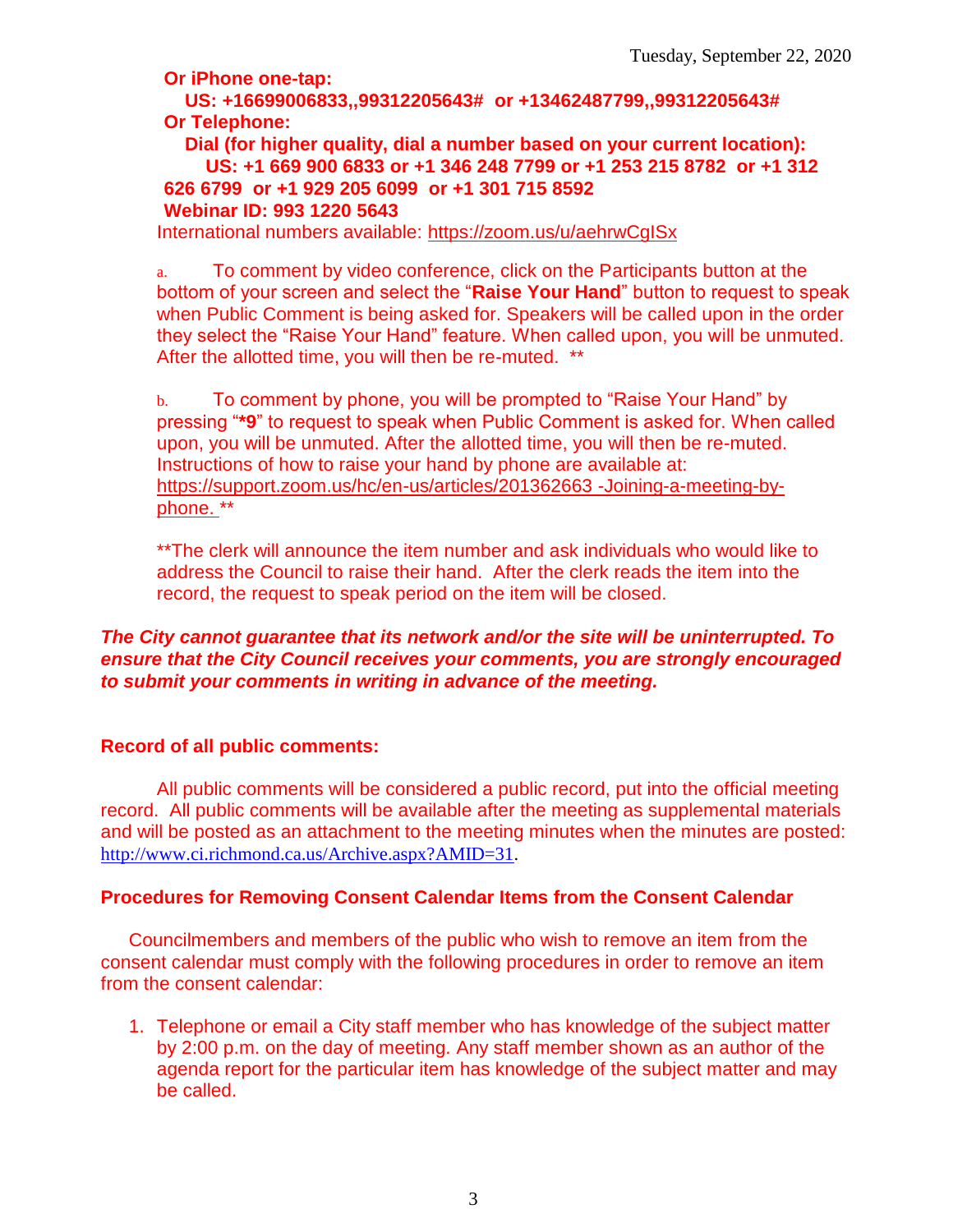**Or iPhone one-tap:**

**US: +16699006833,,99312205643# or +13462487799,,99312205643#**

**Or Telephone:**

**Dial (for higher quality, dial a number based on your current location):**

**US: +1 669 900 6833 or +1 346 248 7799 or +1 253 215 8782 or +1 312 626 6799 or +1 929 205 6099 or +1 301 715 8592**

**Webinar ID: 993 1220 5643**

International numbers available: https://zoom.us/u/aehrwCgISx

a. To comment by video conference, click on the Participants button at the bottom of your screen and select the "**Raise Your Hand**" button to request to speak when Public Comment is being asked for. Speakers will be called upon in the order they select the "Raise Your Hand" feature. When called upon, you will be unmuted. After the allotted time, you will then be re-muted. **

b. To comment by phone, you will be prompted to "Raise Your Hand" by pressing "***9**" to request to speak when Public Comment is asked for. When called upon, you will be unmuted. After the allotted time, you will then be re-muted. Instructions of how to raise your hand by phone are available at: https://support.zoom.us/hc/en-us/articles/201362663 -Joining-a-meeting-by-phone. **

**The clerk will announce the item number and ask individuals who would like to address the Council to raise their hand. After the clerk reads the item into the record, the request to speak period on the item will be closed.

***The City cannot guarantee that its network and/or the site will be uninterrupted. To ensure that the City Council receives your comments, you are strongly encouraged to submit your comments in writing in advance of the meeting.***

**Record of all public comments:**

All public comments will be considered a public record, put into the official meeting record. All public comments will be available after the meeting as supplemental materials and will be posted as an attachment to the meeting minutes when the minutes are posted: http://www.ci.richmond.ca.us/Archive.aspx?AMID=31.

**Procedures for Removing Consent Calendar Items from the Consent Calendar**

Councilmembers and members of the public who wish to remove an item from the consent calendar must comply with the following procedures in order to remove an item from the consent calendar:

1. Telephone or email a City staff member who has knowledge of the subject matter by 2:00 p.m. on the day of meeting. Any staff member shown as an author of the agenda report for the particular item has knowledge of the subject matter and may be called.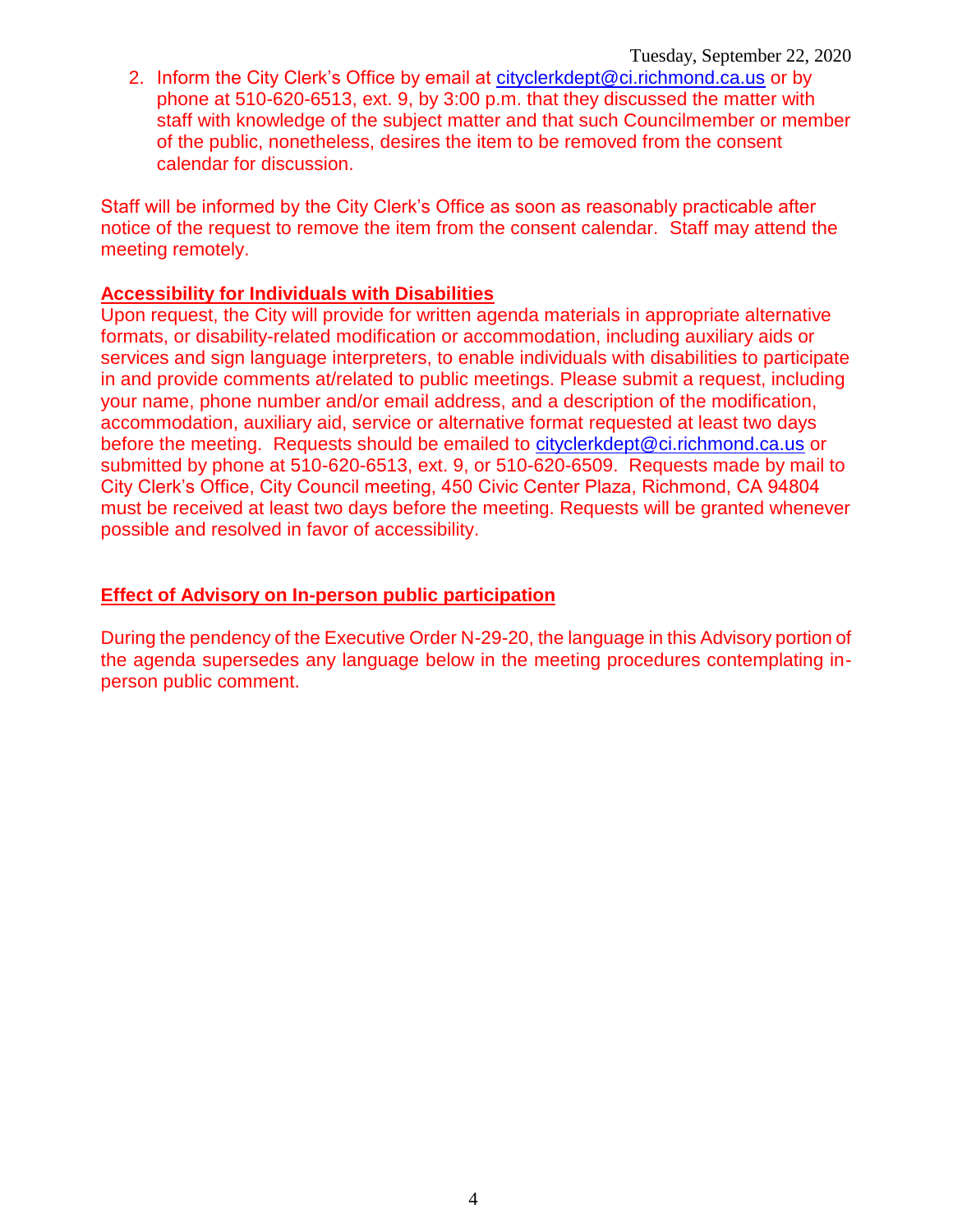2. Inform the City Clerk's Office by email at cityclerkdept@ci.richmond.ca.us or by phone at 510-620-6513, ext. 9, by 3:00 p.m. that they discussed the matter with staff with knowledge of the subject matter and that such Councilmember or member of the public, nonetheless, desires the item to be removed from the consent calendar for discussion.

Staff will be informed by the City Clerk's Office as soon as reasonably practicable after notice of the request to remove the item from the consent calendar. Staff may attend the meeting remotely.

**Accessibility for Individuals with Disabilities**

Upon request, the City will provide for written agenda materials in appropriate alternative formats, or disability-related modification or accommodation, including auxiliary aids or services and sign language interpreters, to enable individuals with disabilities to participate in and provide comments at/related to public meetings. Please submit a request, including your name, phone number and/or email address, and a description of the modification, accommodation, auxiliary aid, service or alternative format requested at least two days before the meeting. Requests should be emailed to cityclerkdept@ci.richmond.ca.us or submitted by phone at 510-620-6513, ext. 9, or 510-620-6509. Requests made by mail to City Clerk's Office, City Council meeting, 450 Civic Center Plaza, Richmond, CA 94804 must be received at least two days before the meeting. Requests will be granted whenever possible and resolved in favor of accessibility.

**Effect of Advisory on In-person public participation**

During the pendency of the Executive Order N-29-20, the language in this Advisory portion of the agenda supersedes any language below in the meeting procedures contemplating in-person public comment.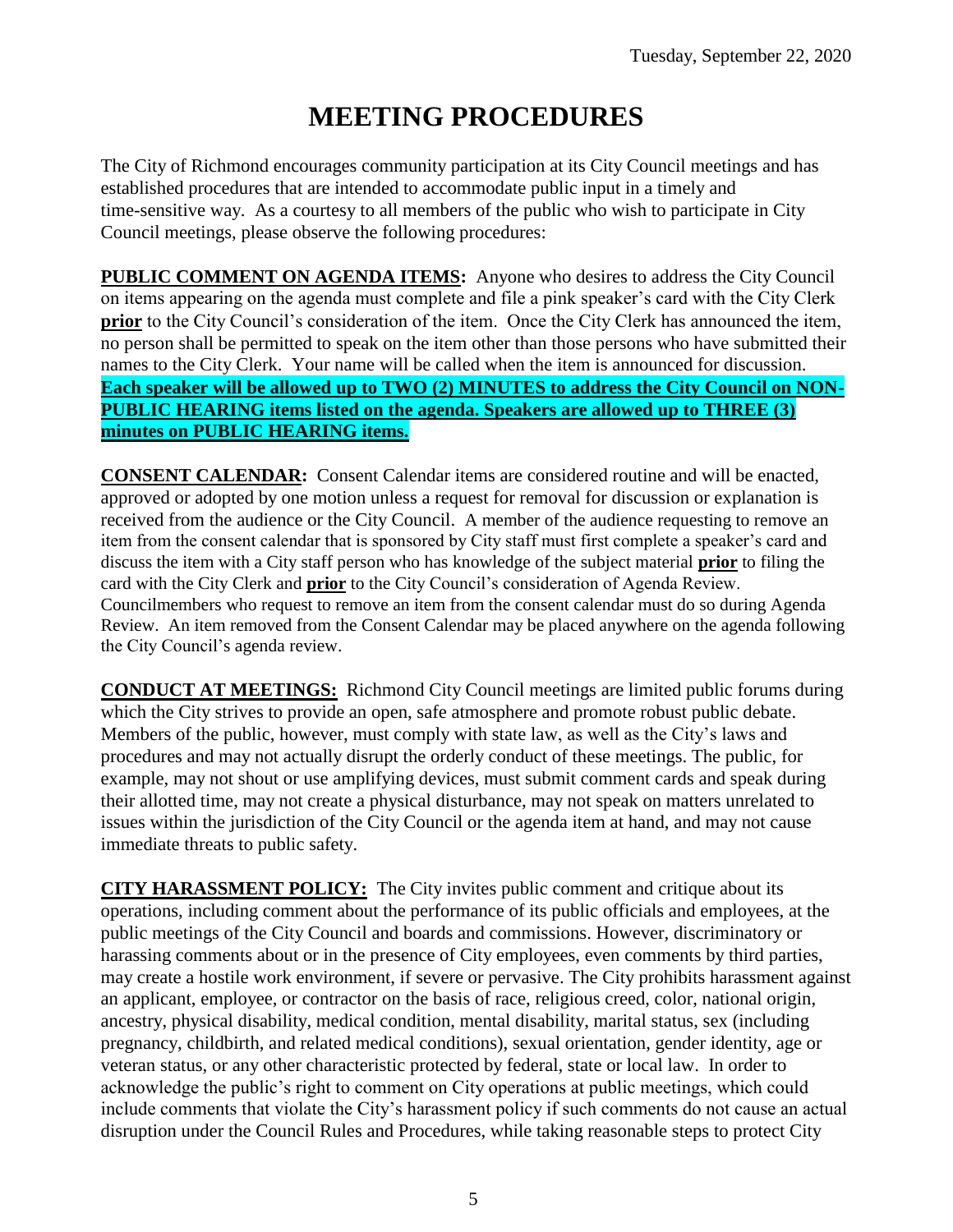Tuesday, September 22, 2020

# MEETING PROCEDURES

The City of Richmond encourages community participation at its City Council meetings and has established procedures that are intended to accommodate public input in a timely and time-sensitive way. As a courtesy to all members of the public who wish to participate in City Council meetings, please observe the following procedures:

**PUBLIC COMMENT ON AGENDA ITEMS:** Anyone who desires to address the City Council on items appearing on the agenda must complete and file a pink speaker's card with the City Clerk **prior** to the City Council's consideration of the item. Once the City Clerk has announced the item, no person shall be permitted to speak on the item other than those persons who have submitted their names to the City Clerk. Your name will be called when the item is announced for discussion. **Each speaker will be allowed up to TWO (2) MINUTES to address the City Council on NON-PUBLIC HEARING items listed on the agenda. Speakers are allowed up to THREE (3) minutes on PUBLIC HEARING items.**

**CONSENT CALENDAR:** Consent Calendar items are considered routine and will be enacted, approved or adopted by one motion unless a request for removal for discussion or explanation is received from the audience or the City Council. A member of the audience requesting to remove an item from the consent calendar that is sponsored by City staff must first complete a speaker's card and discuss the item with a City staff person who has knowledge of the subject material **prior** to filing the card with the City Clerk and **prior** to the City Council's consideration of Agenda Review. Councilmembers who request to remove an item from the consent calendar must do so during Agenda Review. An item removed from the Consent Calendar may be placed anywhere on the agenda following the City Council's agenda review.

**CONDUCT AT MEETINGS:** Richmond City Council meetings are limited public forums during which the City strives to provide an open, safe atmosphere and promote robust public debate. Members of the public, however, must comply with state law, as well as the City's laws and procedures and may not actually disrupt the orderly conduct of these meetings. The public, for example, may not shout or use amplifying devices, must submit comment cards and speak during their allotted time, may not create a physical disturbance, may not speak on matters unrelated to issues within the jurisdiction of the City Council or the agenda item at hand, and may not cause immediate threats to public safety.

**CITY HARASSMENT POLICY:** The City invites public comment and critique about its operations, including comment about the performance of its public officials and employees, at the public meetings of the City Council and boards and commissions. However, discriminatory or harassing comments about or in the presence of City employees, even comments by third parties, may create a hostile work environment, if severe or pervasive. The City prohibits harassment against an applicant, employee, or contractor on the basis of race, religious creed, color, national origin, ancestry, physical disability, medical condition, mental disability, marital status, sex (including pregnancy, childbirth, and related medical conditions), sexual orientation, gender identity, age or veteran status, or any other characteristic protected by federal, state or local law. In order to acknowledge the public's right to comment on City operations at public meetings, which could include comments that violate the City's harassment policy if such comments do not cause an actual disruption under the Council Rules and Procedures, while taking reasonable steps to protect City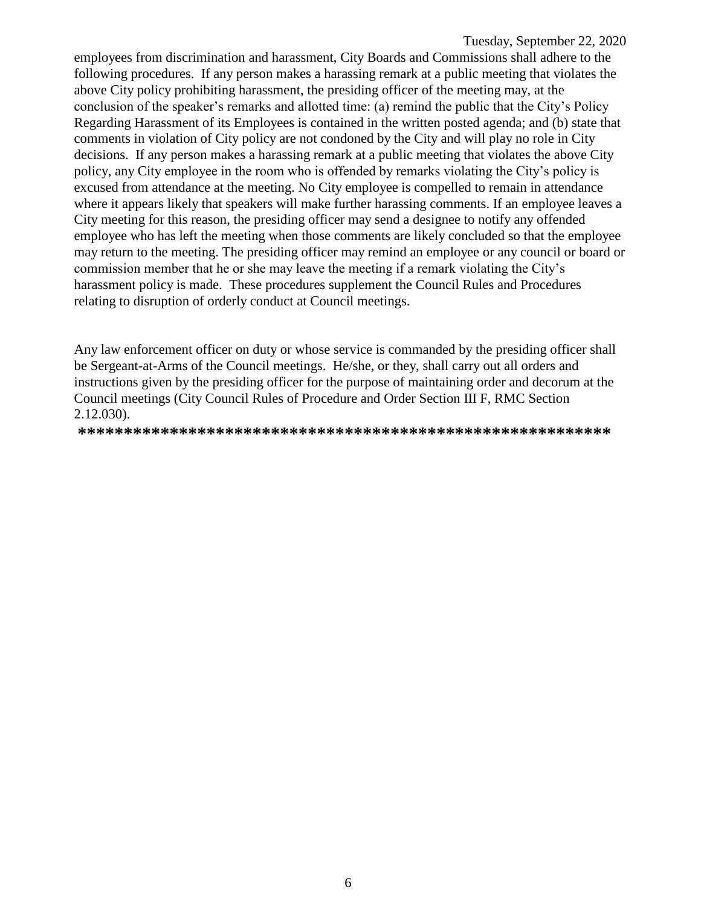employees from discrimination and harassment, City Boards and Commissions shall adhere to the following procedures. If any person makes a harassing remark at a public meeting that violates the above City policy prohibiting harassment, the presiding officer of the meeting may, at the conclusion of the speaker's remarks and allotted time: (a) remind the public that the City's Policy Regarding Harassment of its Employees is contained in the written posted agenda; and (b) state that comments in violation of City policy are not condoned by the City and will play no role in City decisions. If any person makes a harassing remark at a public meeting that violates the above City policy, any City employee in the room who is offended by remarks violating the City's policy is excused from attendance at the meeting. No City employee is compelled to remain in attendance where it appears likely that speakers will make further harassing comments. If an employee leaves a City meeting for this reason, the presiding officer may send a designee to notify any offended employee who has left the meeting when those comments are likely concluded so that the employee may return to the meeting. The presiding officer may remind an employee or any council or board or commission member that he or she may leave the meeting if a remark violating the City's harassment policy is made. These procedures supplement the Council Rules and Procedures relating to disruption of orderly conduct at Council meetings.

Any law enforcement officer on duty or whose service is commanded by the presiding officer shall be Sergeant-at-Arms of the Council meetings. He/she, or they, shall carry out all orders and instructions given by the presiding officer for the purpose of maintaining order and decorum at the Council meetings (City Council Rules of Procedure and Order Section III F, RMC Section 2.12.030).

**\*\*\*\*\*\*\*\*\*\*\*\*\*\*\*\*\*\*\*\*\*\*\*\*\*\*\*\*\*\*\*\*\*\*\*\*\*\*\*\*\*\*\*\*\*\*\*\*\*\*\*\*\*\*\*\*\*\***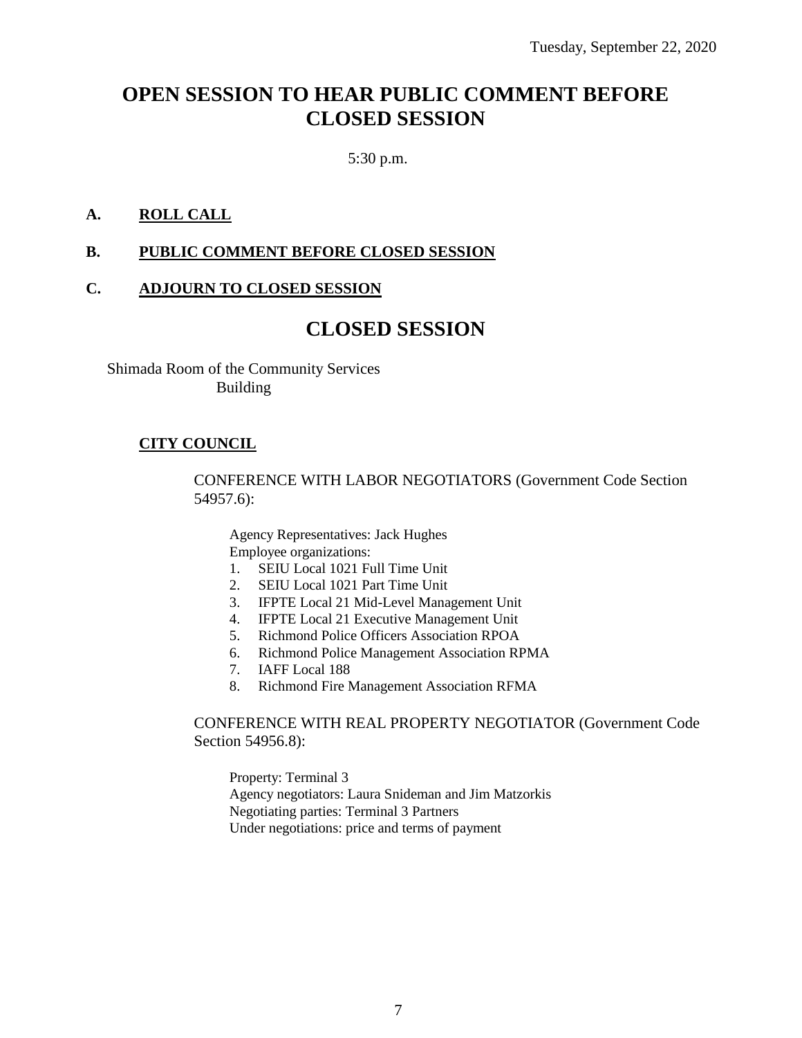# OPEN SESSION TO HEAR PUBLIC COMMENT BEFORE CLOSED SESSION

5:30 p.m.

**A. ROLL CALL**

**B. PUBLIC COMMENT BEFORE CLOSED SESSION**

**C. ADJOURN TO CLOSED SESSION**

# CLOSED SESSION

Shimada Room of the Community Services Building

**CITY COUNCIL**

CONFERENCE WITH LABOR NEGOTIATORS (Government Code Section 54957.6):

Agency Representatives: Jack Hughes
Employee organizations:

1. SEIU Local 1021 Full Time Unit
2. SEIU Local 1021 Part Time Unit
3. IFPTE Local 21 Mid-Level Management Unit
4. IFPTE Local 21 Executive Management Unit
5. Richmond Police Officers Association RPOA
6. Richmond Police Management Association RPMA
7. IAFF Local 188
8. Richmond Fire Management Association RFMA

CONFERENCE WITH REAL PROPERTY NEGOTIATOR (Government Code Section 54956.8):

Property: Terminal 3
Agency negotiators: Laura Snideman and Jim Matzorkis
Negotiating parties: Terminal 3 Partners
Under negotiations: price and terms of payment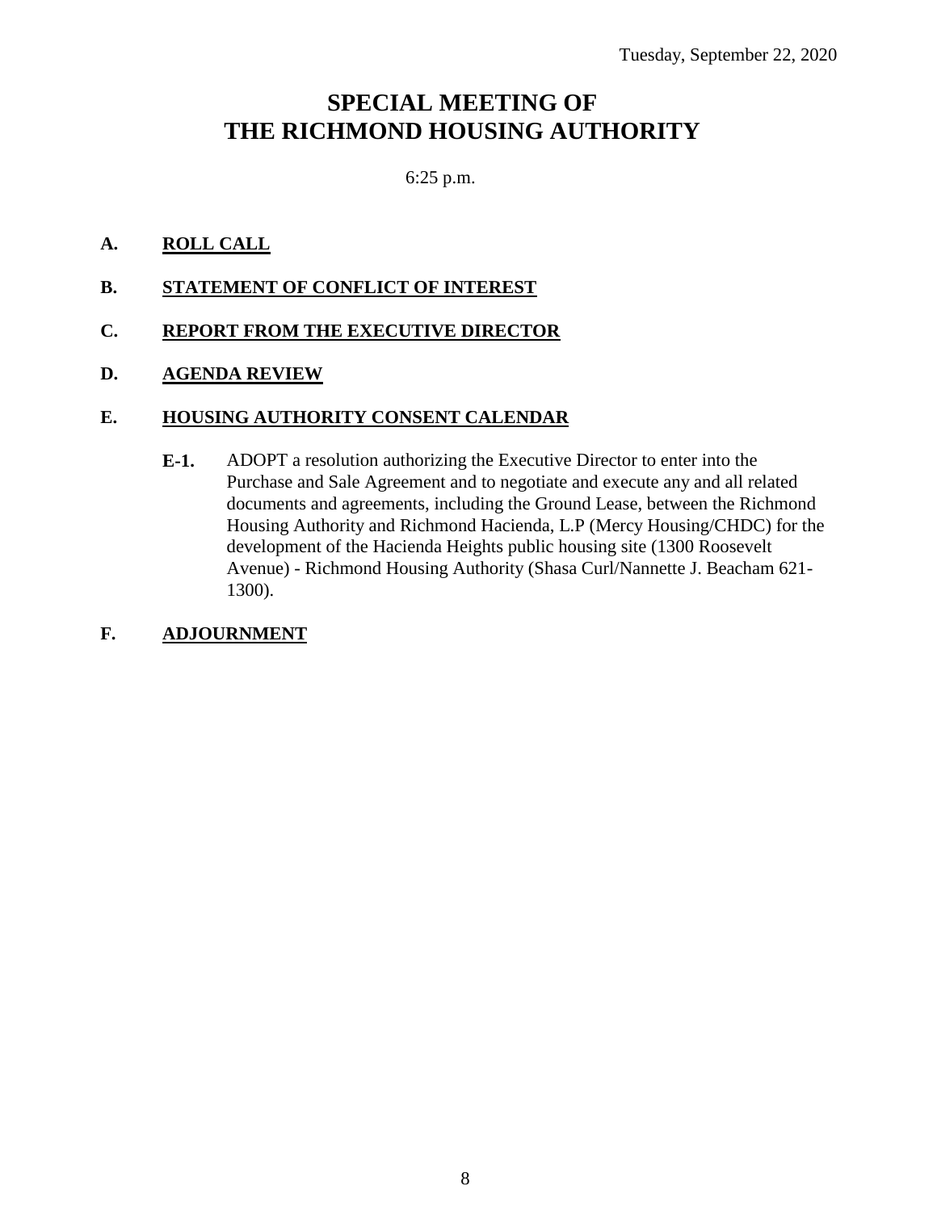Tuesday, September 22, 2020

# SPECIAL MEETING OF THE RICHMOND HOUSING AUTHORITY

6:25 p.m.

**A. ROLL CALL**

**B. STATEMENT OF CONFLICT OF INTEREST**

**C. REPORT FROM THE EXECUTIVE DIRECTOR**

**D. AGENDA REVIEW**

**E. HOUSING AUTHORITY CONSENT CALENDAR**

**E-1.** ADOPT a resolution authorizing the Executive Director to enter into the Purchase and Sale Agreement and to negotiate and execute any and all related documents and agreements, including the Ground Lease, between the Richmond Housing Authority and Richmond Hacienda, L.P (Mercy Housing/CHDC) for the development of the Hacienda Heights public housing site (1300 Roosevelt Avenue) - Richmond Housing Authority (Shasa Curl/Nannette J. Beacham 621-1300).

**F. ADJOURNMENT**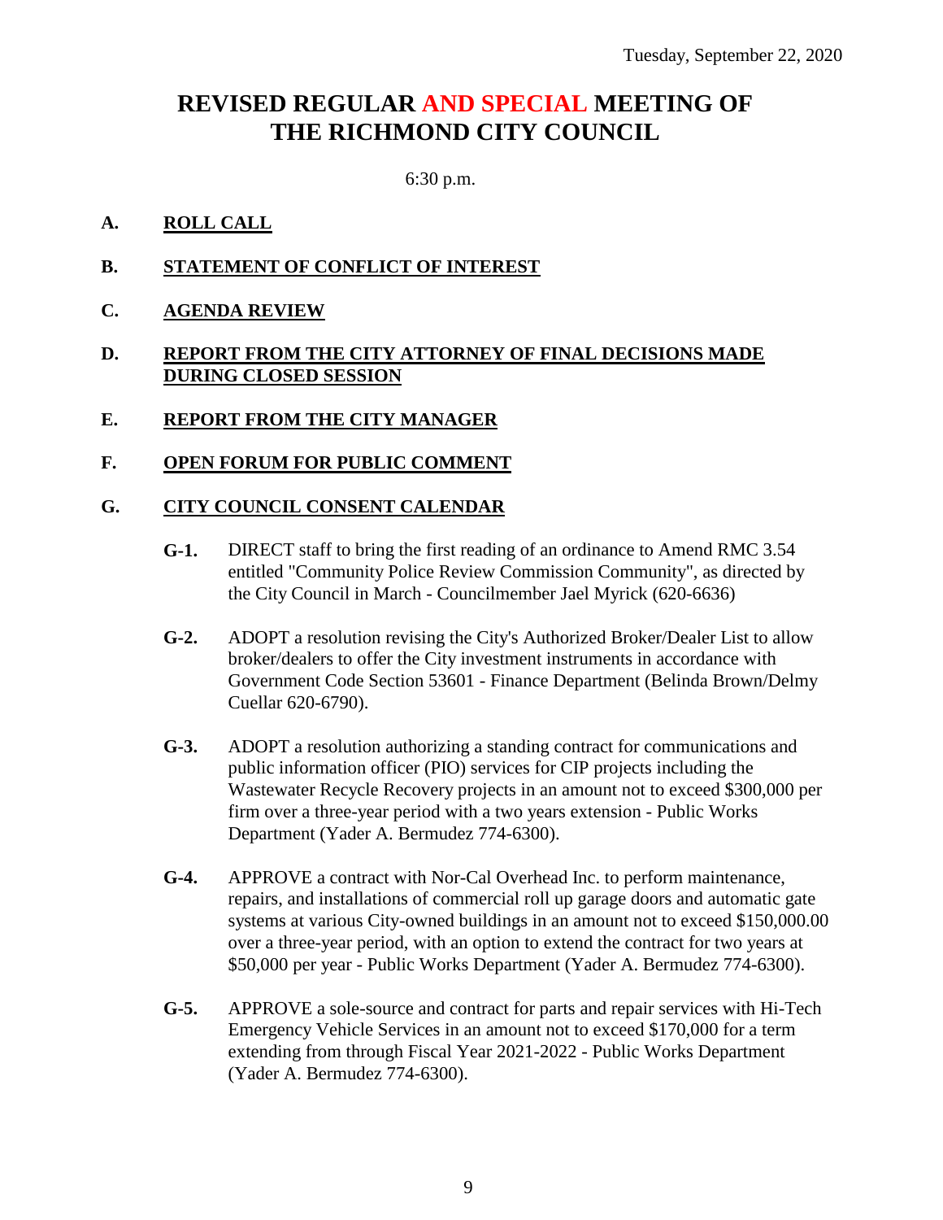Tuesday, September 22, 2020

# REVISED REGULAR AND SPECIAL MEETING OF THE RICHMOND CITY COUNCIL

6:30 p.m.

**A. ROLL CALL**

**B. STATEMENT OF CONFLICT OF INTEREST**

**C. AGENDA REVIEW**

**D. REPORT FROM THE CITY ATTORNEY OF FINAL DECISIONS MADE DURING CLOSED SESSION**

**E. REPORT FROM THE CITY MANAGER**

**F. OPEN FORUM FOR PUBLIC COMMENT**

**G. CITY COUNCIL CONSENT CALENDAR**

**G-1.** DIRECT staff to bring the first reading of an ordinance to Amend RMC 3.54 entitled "Community Police Review Commission Community", as directed by the City Council in March - Councilmember Jael Myrick (620-6636)

**G-2.** ADOPT a resolution revising the City's Authorized Broker/Dealer List to allow broker/dealers to offer the City investment instruments in accordance with Government Code Section 53601 - Finance Department (Belinda Brown/Delmy Cuellar 620-6790).

**G-3.** ADOPT a resolution authorizing a standing contract for communications and public information officer (PIO) services for CIP projects including the Wastewater Recycle Recovery projects in an amount not to exceed $300,000 per firm over a three-year period with a two years extension - Public Works Department (Yader A. Bermudez 774-6300).

**G-4.** APPROVE a contract with Nor-Cal Overhead Inc. to perform maintenance, repairs, and installations of commercial roll up garage doors and automatic gate systems at various City-owned buildings in an amount not to exceed $150,000.00 over a three-year period, with an option to extend the contract for two years at $50,000 per year - Public Works Department (Yader A. Bermudez 774-6300).

**G-5.** APPROVE a sole-source and contract for parts and repair services with Hi-Tech Emergency Vehicle Services in an amount not to exceed $170,000 for a term extending from through Fiscal Year 2021-2022 - Public Works Department (Yader A. Bermudez 774-6300).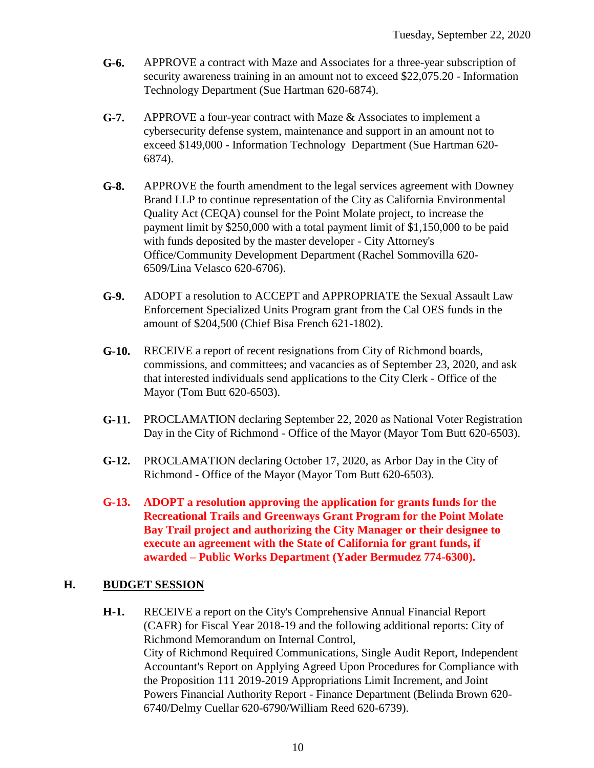**G-6.** APPROVE a contract with Maze and Associates for a three-year subscription of security awareness training in an amount not to exceed $22,075.20 - Information Technology Department (Sue Hartman 620-6874).

**G-7.** APPROVE a four-year contract with Maze & Associates to implement a cybersecurity defense system, maintenance and support in an amount not to exceed $149,000 - Information Technology Department (Sue Hartman 620-6874).

**G-8.** APPROVE the fourth amendment to the legal services agreement with Downey Brand LLP to continue representation of the City as California Environmental Quality Act (CEQA) counsel for the Point Molate project, to increase the payment limit by $250,000 with a total payment limit of $1,150,000 to be paid with funds deposited by the master developer - City Attorney's Office/Community Development Department (Rachel Sommovilla 620-6509/Lina Velasco 620-6706).

**G-9.** ADOPT a resolution to ACCEPT and APPROPRIATE the Sexual Assault Law Enforcement Specialized Units Program grant from the Cal OES funds in the amount of $204,500 (Chief Bisa French 621-1802).

**G-10.** RECEIVE a report of recent resignations from City of Richmond boards, commissions, and committees; and vacancies as of September 23, 2020, and ask that interested individuals send applications to the City Clerk - Office of the Mayor (Tom Butt 620-6503).

**G-11.** PROCLAMATION declaring September 22, 2020 as National Voter Registration Day in the City of Richmond - Office of the Mayor (Mayor Tom Butt 620-6503).

**G-12.** PROCLAMATION declaring October 17, 2020, as Arbor Day in the City of Richmond - Office of the Mayor (Mayor Tom Butt 620-6503).

**G-13. ADOPT a resolution approving the application for grants funds for the Recreational Trails and Greenways Grant Program for the Point Molate Bay Trail project and authorizing the City Manager or their designee to execute an agreement with the State of California for grant funds, if awarded – Public Works Department (Yader Bermudez 774-6300).**

## H. BUDGET SESSION

**H-1.** RECEIVE a report on the City's Comprehensive Annual Financial Report (CAFR) for Fiscal Year 2018-19 and the following additional reports: City of Richmond Memorandum on Internal Control,
City of Richmond Required Communications, Single Audit Report, Independent Accountant's Report on Applying Agreed Upon Procedures for Compliance with the Proposition 111 2019-2019 Appropriations Limit Increment, and Joint Powers Financial Authority Report - Finance Department (Belinda Brown 620-6740/Delmy Cuellar 620-6790/William Reed 620-6739).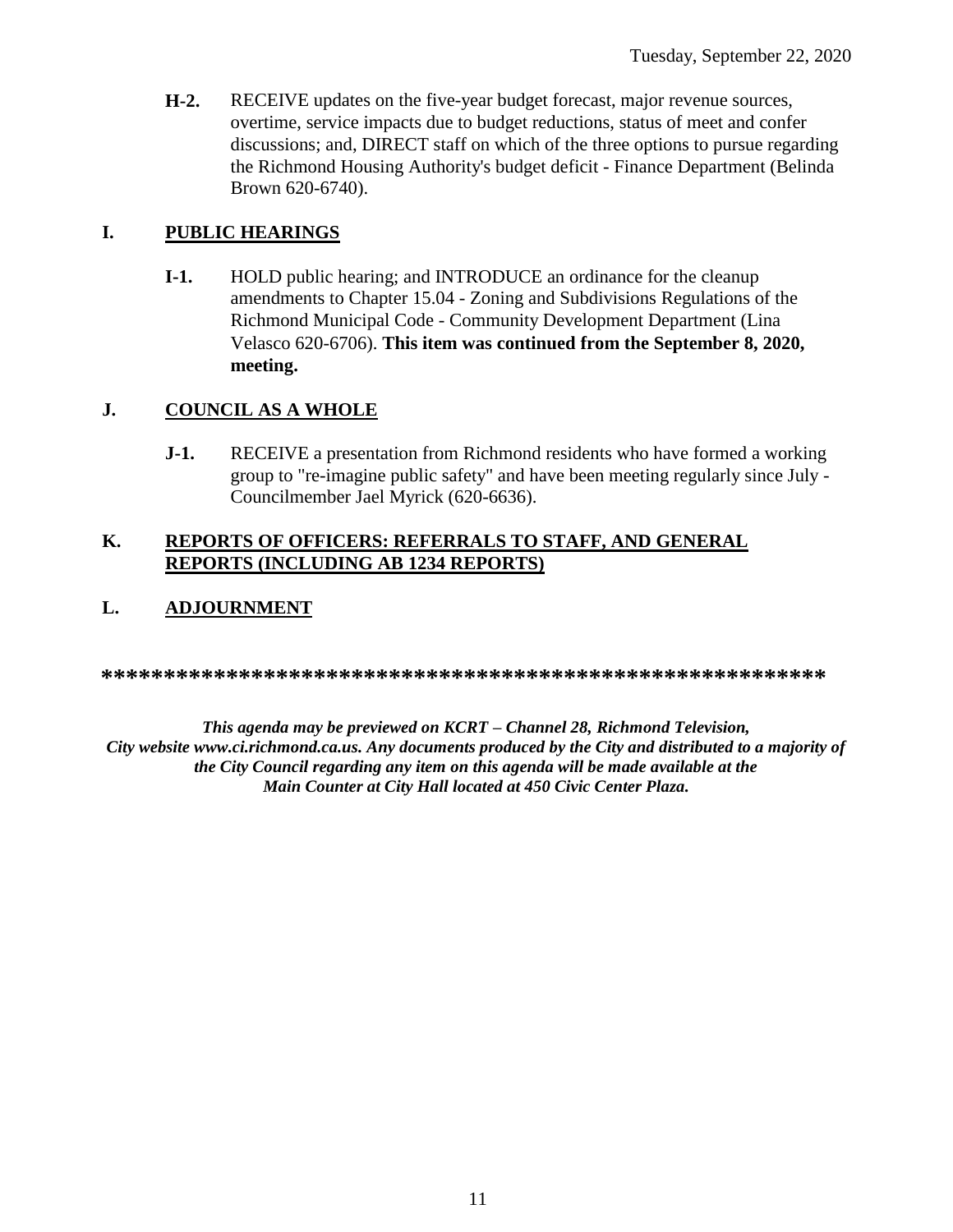**H-2.** RECEIVE updates on the five-year budget forecast, major revenue sources, overtime, service impacts due to budget reductions, status of meet and confer discussions; and, DIRECT staff on which of the three options to pursue regarding the Richmond Housing Authority's budget deficit - Finance Department (Belinda Brown 620-6740).

## I. PUBLIC HEARINGS

**I-1.** HOLD public hearing; and INTRODUCE an ordinance for the cleanup amendments to Chapter 15.04 - Zoning and Subdivisions Regulations of the Richmond Municipal Code - Community Development Department (Lina Velasco 620-6706). **This item was continued from the September 8, 2020, meeting.**

## J. COUNCIL AS A WHOLE

**J-1.** RECEIVE a presentation from Richmond residents who have formed a working group to "re-imagine public safety" and have been meeting regularly since July - Councilmember Jael Myrick (620-6636).

## K. REPORTS OF OFFICERS: REFERRALS TO STAFF, AND GENERAL REPORTS (INCLUDING AB 1234 REPORTS)

## L. ADJOURNMENT

**************************************************************

***This agenda may be previewed on KCRT – Channel 28, Richmond Television, City website www.ci.richmond.ca.us. Any documents produced by the City and distributed to a majority of the City Council regarding any item on this agenda will be made available at the Main Counter at City Hall located at 450 Civic Center Plaza.***